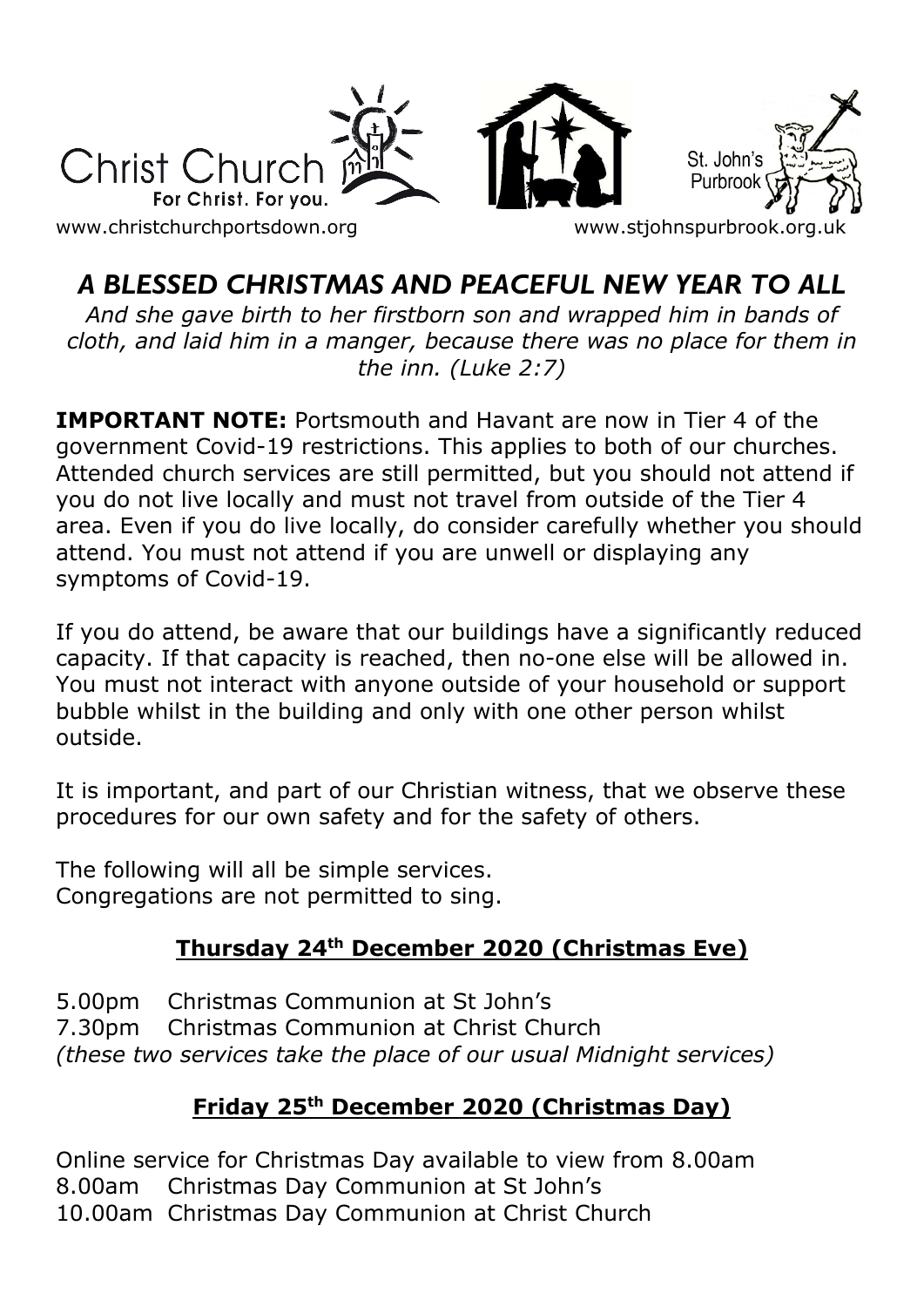Christ Church
For Christ. For you.
www.christchurchportsdown.org

St. John's Purbrook
www.stjohnspurbrook.org.uk

# *A BLESSED CHRISTMAS AND PEACEFUL NEW YEAR TO ALL*

*And she gave birth to her firstborn son and wrapped him in bands of cloth, and laid him in a manger, because there was no place for them in the inn. (Luke 2:7)*

**IMPORTANT NOTE:** Portsmouth and Havant are now in Tier 4 of the government Covid-19 restrictions. This applies to both of our churches. Attended church services are still permitted, but you should not attend if you do not live locally and must not travel from outside of the Tier 4 area. Even if you do live locally, do consider carefully whether you should attend. You must not attend if you are unwell or displaying any symptoms of Covid-19.

If you do attend, be aware that our buildings have a significantly reduced capacity. If that capacity is reached, then no-one else will be allowed in. You must not interact with anyone outside of your household or support bubble whilst in the building and only with one other person whilst outside.

It is important, and part of our Christian witness, that we observe these procedures for our own safety and for the safety of others.

The following will all be simple services.
Congregations are not permitted to sing.

## **Thursday 24th December 2020 (Christmas Eve)**

5.00pm Christmas Communion at St John's
7.30pm Christmas Communion at Christ Church
*(these two services take the place of our usual Midnight services)*

## **Friday 25th December 2020 (Christmas Day)**

Online service for Christmas Day available to view from 8.00am
8.00am Christmas Day Communion at St John's
10.00am Christmas Day Communion at Christ Church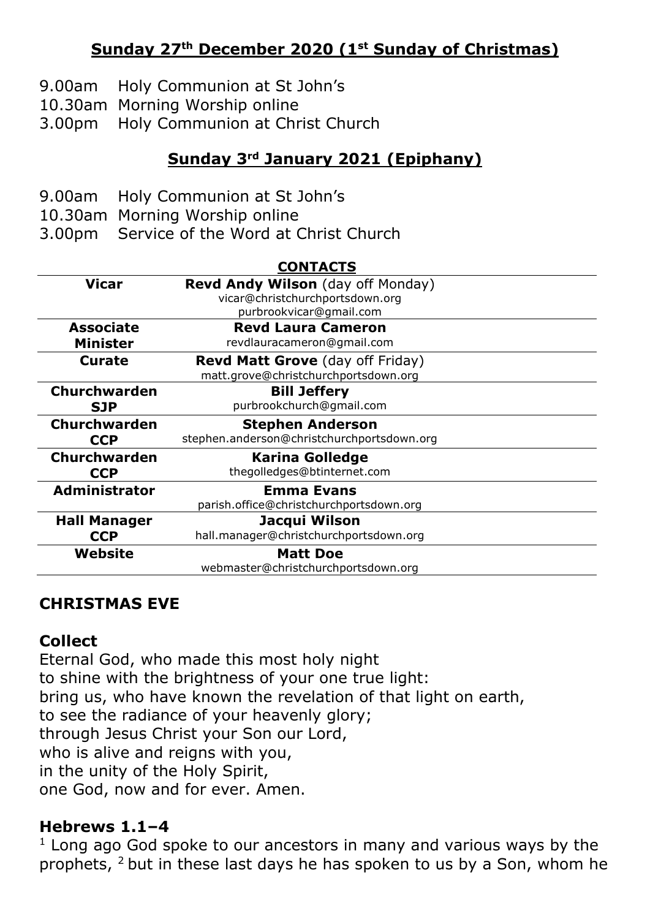## Sunday 27th December 2020 (1st Sunday of Christmas)

9.00am Holy Communion at St John's
10.30am Morning Worship online
3.00pm Holy Communion at Christ Church

## Sunday 3rd January 2021 (Epiphany)

9.00am Holy Communion at St John's
10.30am Morning Worship online
3.00pm Service of the Word at Christ Church

**CONTACTS**

| | |
|---|---|
| **Vicar** | **Revd Andy Wilson** (day off Monday)<br>vicar@christchurchportsdown.org<br>purbrookvicar@gmail.com |
| **Associate Minister** | **Revd Laura Cameron**<br>revdlauracameron@gmail.com |
| **Curate** | **Revd Matt Grove** (day off Friday)<br>matt.grove@christchurchportsdown.org |
| **Churchwarden SJP** | **Bill Jeffery**<br>purbrookchurch@gmail.com |
| **Churchwarden CCP** | **Stephen Anderson**<br>stephen.anderson@christchurchportsdown.org |
| **Churchwarden CCP** | **Karina Golledge**<br>thegolledges@btinternet.com |
| **Administrator** | **Emma Evans**<br>parish.office@christchurchportsdown.org |
| **Hall Manager CCP** | **Jacqui Wilson**<br>hall.manager@christchurchportsdown.org |
| **Website** | **Matt Doe**<br>webmaster@christchurchportsdown.org |

## CHRISTMAS EVE

### Collect

Eternal God, who made this most holy night
to shine with the brightness of your one true light:
bring us, who have known the revelation of that light on earth,
to see the radiance of your heavenly glory;
through Jesus Christ your Son our Lord,
who is alive and reigns with you,
in the unity of the Holy Spirit,
one God, now and for ever. Amen.

### Hebrews 1.1–4

[1] Long ago God spoke to our ancestors in many and various ways by the prophets, [2] but in these last days he has spoken to us by a Son, whom he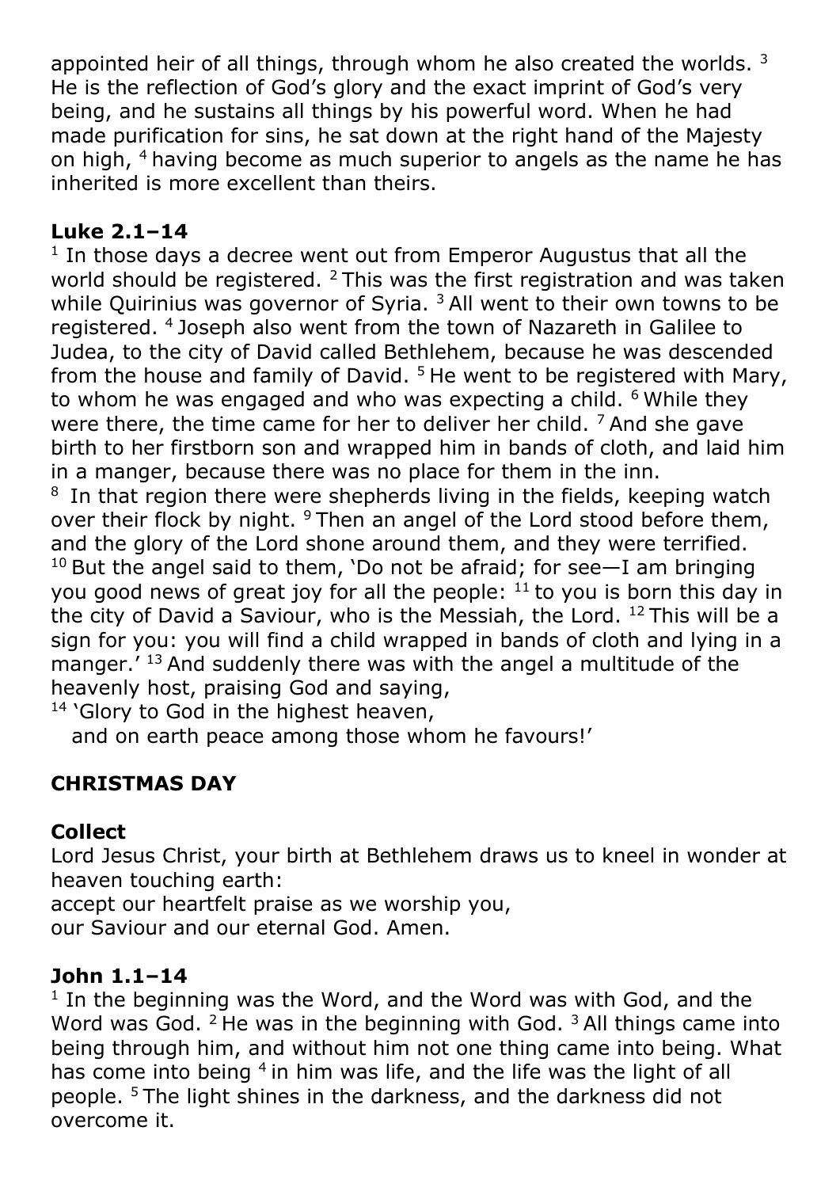appointed heir of all things, through whom he also created the worlds. [3] He is the reflection of God's glory and the exact imprint of God's very being, and he sustains all things by his powerful word. When he had made purification for sins, he sat down at the right hand of the Majesty on high, [4] having become as much superior to angels as the name he has inherited is more excellent than theirs.

### Luke 2.1–14

[1] In those days a decree went out from Emperor Augustus that all the world should be registered. [2] This was the first registration and was taken while Quirinius was governor of Syria. [3] All went to their own towns to be registered. [4] Joseph also went from the town of Nazareth in Galilee to Judea, to the city of David called Bethlehem, because he was descended from the house and family of David. [5] He went to be registered with Mary, to whom he was engaged and who was expecting a child. [6] While they were there, the time came for her to deliver her child. [7] And she gave birth to her firstborn son and wrapped him in bands of cloth, and laid him in a manger, because there was no place for them in the inn.
[8] In that region there were shepherds living in the fields, keeping watch over their flock by night. [9] Then an angel of the Lord stood before them, and the glory of the Lord shone around them, and they were terrified. [10] But the angel said to them, 'Do not be afraid; for see—I am bringing you good news of great joy for all the people: [11] to you is born this day in the city of David a Saviour, who is the Messiah, the Lord. [12] This will be a sign for you: you will find a child wrapped in bands of cloth and lying in a manger.' [13] And suddenly there was with the angel a multitude of the heavenly host, praising God and saying,
[14] 'Glory to God in the highest heaven,
and on earth peace among those whom he favours!'

## CHRISTMAS DAY

### Collect

Lord Jesus Christ, your birth at Bethlehem draws us to kneel in wonder at heaven touching earth:
accept our heartfelt praise as we worship you,
our Saviour and our eternal God. Amen.

### John 1.1–14

[1] In the beginning was the Word, and the Word was with God, and the Word was God. [2] He was in the beginning with God. [3] All things came into being through him, and without him not one thing came into being. What has come into being [4] in him was life, and the life was the light of all people. [5] The light shines in the darkness, and the darkness did not overcome it.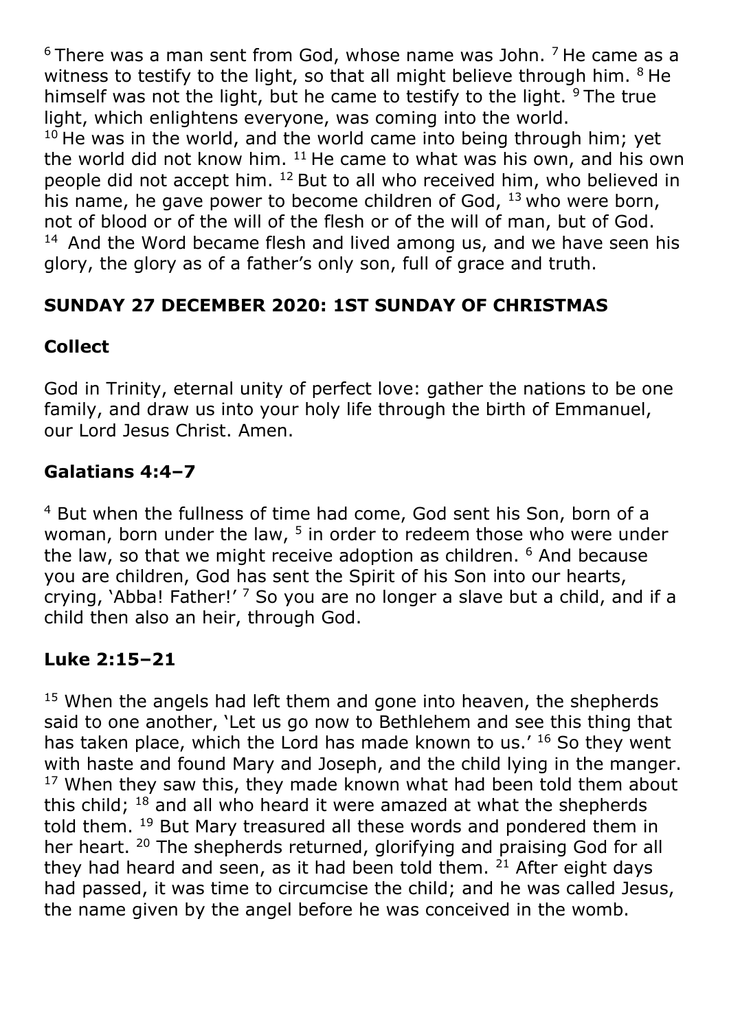[6] There was a man sent from God, whose name was John. [7] He came as a witness to testify to the light, so that all might believe through him. [8] He himself was not the light, but he came to testify to the light. [9] The true light, which enlightens everyone, was coming into the world.
[10] He was in the world, and the world came into being through him; yet the world did not know him. [11] He came to what was his own, and his own people did not accept him. [12] But to all who received him, who believed in his name, he gave power to become children of God, [13] who were born, not of blood or of the will of the flesh or of the will of man, but of God.
[14] And the Word became flesh and lived among us, and we have seen his glory, the glory as of a father's only son, full of grace and truth.

## SUNDAY 27 DECEMBER 2020: 1ST SUNDAY OF CHRISTMAS

### Collect

God in Trinity, eternal unity of perfect love: gather the nations to be one family, and draw us into your holy life through the birth of Emmanuel, our Lord Jesus Christ. Amen.

### Galatians 4:4–7

[4] But when the fullness of time had come, God sent his Son, born of a woman, born under the law, [5] in order to redeem those who were under the law, so that we might receive adoption as children. [6] And because you are children, God has sent the Spirit of his Son into our hearts, crying, 'Abba! Father!' [7] So you are no longer a slave but a child, and if a child then also an heir, through God.

### Luke 2:15–21

[15] When the angels had left them and gone into heaven, the shepherds said to one another, 'Let us go now to Bethlehem and see this thing that has taken place, which the Lord has made known to us.' [16] So they went with haste and found Mary and Joseph, and the child lying in the manger. [17] When they saw this, they made known what had been told them about this child; [18] and all who heard it were amazed at what the shepherds told them. [19] But Mary treasured all these words and pondered them in her heart. [20] The shepherds returned, glorifying and praising God for all they had heard and seen, as it had been told them. [21] After eight days had passed, it was time to circumcise the child; and he was called Jesus, the name given by the angel before he was conceived in the womb.